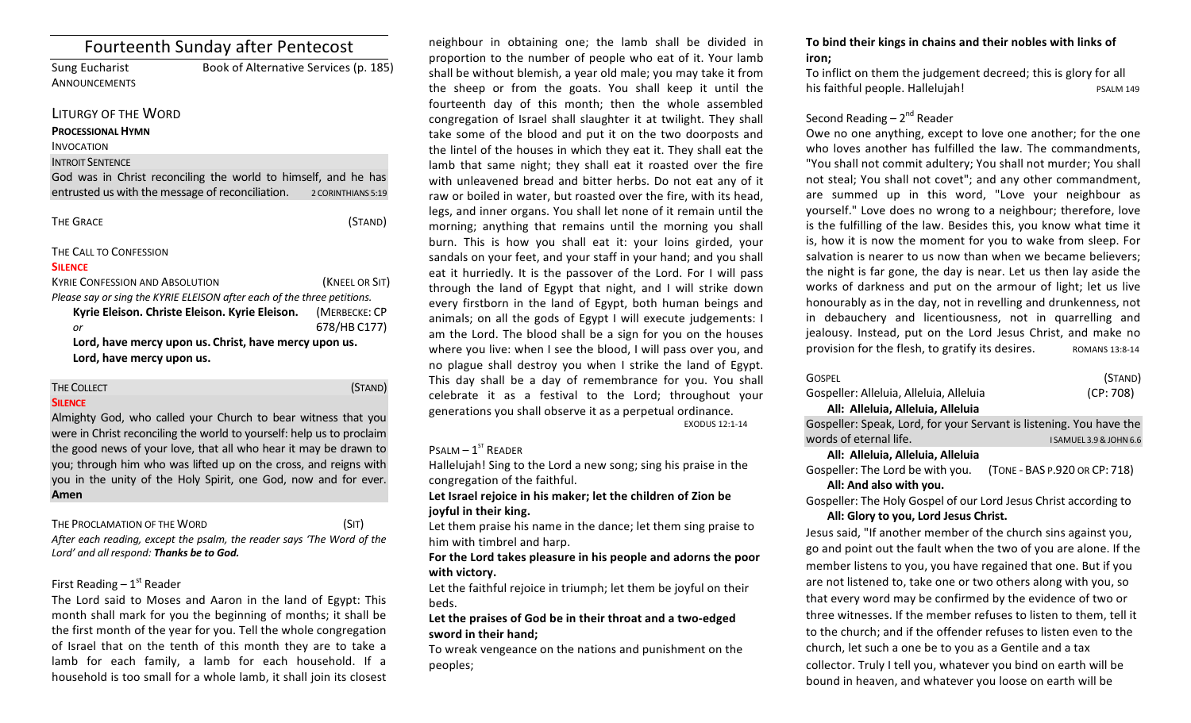# Fourteenth Sunday after Pentecost

Sung Eucharist — Book of Alternative Services (p. 185)

ANNOUNCEMENTS

## LITURGY OF THE WORD

**PROCESSIONAL HYMN**

INVOCATION

INTROIT SENTENCE

God was in Christ reconciling the world to himself, and he has entrusted us with the message of reconciliation. — 2 CORINTHIANS 5:19

THE GRACE (STAND)

THE CALL TO CONFESSION

**SILENCE**

KYRIE CONFESSION AND ABSOLUTION (KNEEL OR SIT)

*Please say or sing the KYRIE ELEISON after each of the three petitions.*

**Kyrie Eleison. Christe Eleison. Kyrie Eleison.** (MERBECKE: CP 678/HB C177)

*or*

**Lord, have mercy upon us. Christ, have mercy upon us. Lord, have mercy upon us.**

THE COLLECT (STAND)

**SILENCE**

Almighty God, who called your Church to bear witness that you were in Christ reconciling the world to yourself: help us to proclaim the good news of your love, that all who hear it may be drawn to you; through him who was lifted up on the cross, and reigns with you in the unity of the Holy Spirit, one God, now and for ever. **Amen**

THE PROCLAMATION OF THE WORD (SIT)

*After each reading, except the psalm, the reader says 'The Word of the Lord' and all respond: **Thanks be to God.***

First Reading – 1st Reader

The Lord said to Moses and Aaron in the land of Egypt: This month shall mark for you the beginning of months; it shall be the first month of the year for you. Tell the whole congregation of Israel that on the tenth of this month they are to take a lamb for each family, a lamb for each household. If a household is too small for a whole lamb, it shall join its closest neighbour in obtaining one; the lamb shall be divided in proportion to the number of people who eat of it. Your lamb shall be without blemish, a year old male; you may take it from the sheep or from the goats. You shall keep it until the fourteenth day of this month; then the whole assembled congregation of Israel shall slaughter it at twilight. They shall take some of the blood and put it on the two doorposts and the lintel of the houses in which they eat it. They shall eat the lamb that same night; they shall eat it roasted over the fire with unleavened bread and bitter herbs. Do not eat any of it raw or boiled in water, but roasted over the fire, with its head, legs, and inner organs. You shall let none of it remain until the morning; anything that remains until the morning you shall burn. This is how you shall eat it: your loins girded, your sandals on your feet, and your staff in your hand; and you shall eat it hurriedly. It is the passover of the Lord. For I will pass through the land of Egypt that night, and I will strike down every firstborn in the land of Egypt, both human beings and animals; on all the gods of Egypt I will execute judgements: I am the Lord. The blood shall be a sign for you on the houses where you live: when I see the blood, I will pass over you, and no plague shall destroy you when I strike the land of Egypt. This day shall be a day of remembrance for you. You shall celebrate it as a festival to the Lord; throughout your generations you shall observe it as a perpetual ordinance. — EXODUS 12:1-14

PSALM – 1st READER

Hallelujah! Sing to the Lord a new song; sing his praise in the congregation of the faithful.

**Let Israel rejoice in his maker; let the children of Zion be joyful in their king.**

Let them praise his name in the dance; let them sing praise to him with timbrel and harp.

**For the Lord takes pleasure in his people and adorns the poor with victory.**

Let the faithful rejoice in triumph; let them be joyful on their beds.

**Let the praises of God be in their throat and a two-edged sword in their hand;**

To wreak vengeance on the nations and punishment on the peoples;

**To bind their kings in chains and their nobles with links of iron;**

To inflict on them the judgement decreed; this is glory for all his faithful people. Hallelujah! — PSALM 149

Second Reading – 2nd Reader

Owe no one anything, except to love one another; for the one who loves another has fulfilled the law. The commandments, "You shall not commit adultery; You shall not murder; You shall not steal; You shall not covet"; and any other commandment, are summed up in this word, "Love your neighbour as yourself." Love does no wrong to a neighbour; therefore, love is the fulfilling of the law. Besides this, you know what time it is, how it is now the moment for you to wake from sleep. For salvation is nearer to us now than when we became believers; the night is far gone, the day is near. Let us then lay aside the works of darkness and put on the armour of light; let us live honourably as in the day, not in revelling and drunkenness, not in debauchery and licentiousness, not in quarrelling and jealousy. Instead, put on the Lord Jesus Christ, and make no provision for the flesh, to gratify its desires. — ROMANS 13:8-14

GOSPEL (STAND)

Gospeller: Alleluia, Alleluia, Alleluia (CP: 708)

**All: Alleluia, Alleluia, Alleluia**

Gospeller: Speak, Lord, for your Servant is listening. You have the words of eternal life. — I SAMUEL 3.9 & JOHN 6.6

**All: Alleluia, Alleluia, Alleluia**

Gospeller: The Lord be with you. (TONE - BAS P.920 OR CP: 718)

**All: And also with you.**

Gospeller: The Holy Gospel of our Lord Jesus Christ according to

**All: Glory to you, Lord Jesus Christ.**

Jesus said, "If another member of the church sins against you, go and point out the fault when the two of you are alone. If the member listens to you, you have regained that one. But if you are not listened to, take one or two others along with you, so that every word may be confirmed by the evidence of two or three witnesses. If the member refuses to listen to them, tell it to the church; and if the offender refuses to listen even to the church, let such a one be to you as a Gentile and a tax collector. Truly I tell you, whatever you bind on earth will be bound in heaven, and whatever you loose on earth will be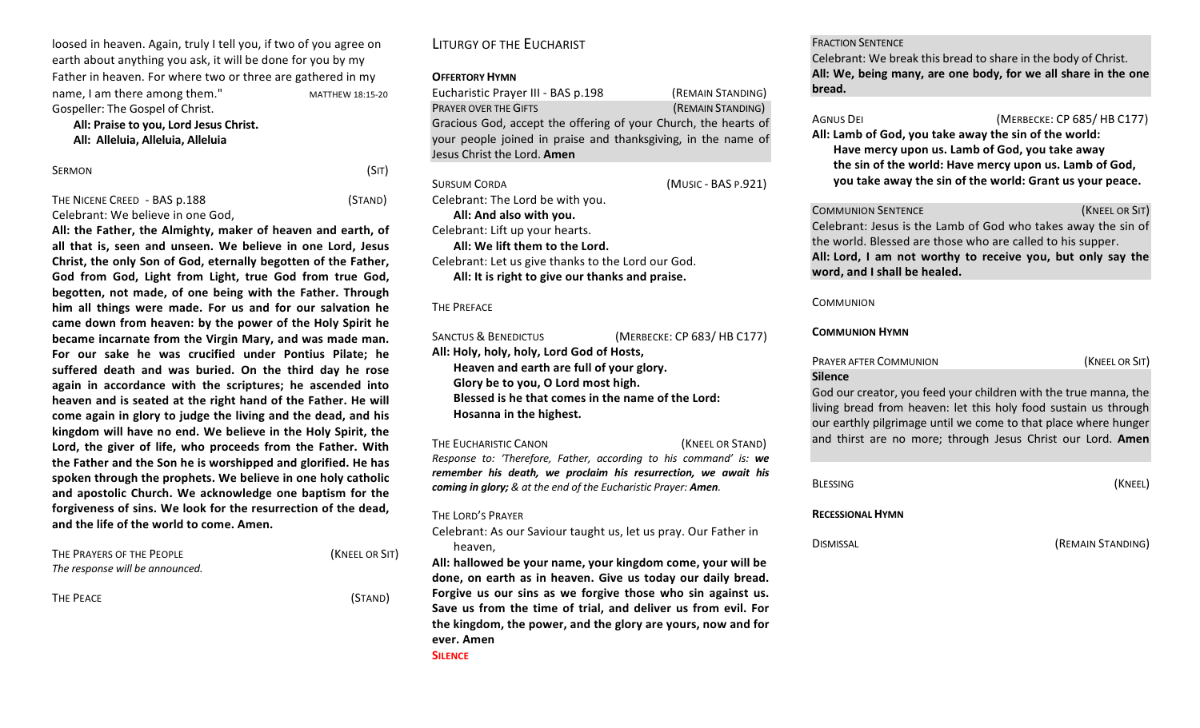loosed in heaven. Again, truly I tell you, if two of you agree on earth about anything you ask, it will be done for you by my Father in heaven. For where two or three are gathered in my name, I am there among them." MATTHEW 18:15-20

Gospeller: The Gospel of Christ.

**All: Praise to you, Lord Jesus Christ.**

**All: Alleluia, Alleluia, Alleluia**

SERMON (SIT)

THE NICENE CREED - BAS p.188 (STAND)

Celebrant: We believe in one God,

**All: the Father, the Almighty, maker of heaven and earth, of all that is, seen and unseen. We believe in one Lord, Jesus Christ, the only Son of God, eternally begotten of the Father, God from God, Light from Light, true God from true God, begotten, not made, of one being with the Father. Through him all things were made. For us and for our salvation he came down from heaven: by the power of the Holy Spirit he became incarnate from the Virgin Mary, and was made man. For our sake he was crucified under Pontius Pilate; he suffered death and was buried. On the third day he rose again in accordance with the scriptures; he ascended into heaven and is seated at the right hand of the Father. He will come again in glory to judge the living and the dead, and his kingdom will have no end. We believe in the Holy Spirit, the Lord, the giver of life, who proceeds from the Father. With the Father and the Son he is worshipped and glorified. He has spoken through the prophets. We believe in one holy catholic and apostolic Church. We acknowledge one baptism for the forgiveness of sins. We look for the resurrection of the dead, and the life of the world to come. Amen.**

THE PRAYERS OF THE PEOPLE (KNEEL OR SIT)

*The response will be announced.*

THE PEACE (STAND)

## LITURGY OF THE EUCHARIST

**OFFERTORY HYMN**

Eucharistic Prayer III - BAS p.198 (REMAIN STANDING)

PRAYER OVER THE GIFTS (REMAIN STANDING)

Gracious God, accept the offering of your Church, the hearts of your people joined in praise and thanksgiving, in the name of Jesus Christ the Lord. **Amen**

SURSUM CORDA (MUSIC - BAS P.921)

Celebrant: The Lord be with you.

**All: And also with you.**

Celebrant: Lift up your hearts.

**All: We lift them to the Lord.**

Celebrant: Let us give thanks to the Lord our God.

**All: It is right to give our thanks and praise.**

THE PREFACE

SANCTUS & BENEDICTUS (MERBECKE: CP 683/ HB C177)

**All: Holy, holy, holy, Lord God of Hosts,**
**Heaven and earth are full of your glory.**
**Glory be to you, O Lord most high.**
**Blessed is he that comes in the name of the Lord:**
**Hosanna in the highest.**

THE EUCHARISTIC CANON (KNEEL OR STAND)

*Response to: 'Therefore, Father, according to his command' is:* ***we remember his death, we proclaim his resurrection, we await his coming in glory;*** *& at the end of the Eucharistic Prayer:* ***Amen.***

THE LORD'S PRAYER

Celebrant: As our Saviour taught us, let us pray. Our Father in heaven,

**All: hallowed be your name, your kingdom come, your will be done, on earth as in heaven. Give us today our daily bread. Forgive us our sins as we forgive those who sin against us. Save us from the time of trial, and deliver us from evil. For the kingdom, the power, and the glory are yours, now and for ever. Amen**

**SILENCE**

FRACTION SENTENCE

Celebrant: We break this bread to share in the body of Christ.

**All: We, being many, are one body, for we all share in the one bread.**

AGNUS DEI (MERBECKE: CP 685/ HB C177)

**All: Lamb of God, you take away the sin of the world:**
**Have mercy upon us. Lamb of God, you take away the sin of the world: Have mercy upon us. Lamb of God, you take away the sin of the world: Grant us your peace.**

COMMUNION SENTENCE (KNEEL OR SIT)

Celebrant: Jesus is the Lamb of God who takes away the sin of the world. Blessed are those who are called to his supper.

**All: Lord, I am not worthy to receive you, but only say the word, and I shall be healed.**

COMMUNION

**COMMUNION HYMN**

PRAYER AFTER COMMUNION (KNEEL OR SIT)

**Silence**

God our creator, you feed your children with the true manna, the living bread from heaven: let this holy food sustain us through our earthly pilgrimage until we come to that place where hunger and thirst are no more; through Jesus Christ our Lord. **Amen**

BLESSING (KNEEL)

**RECESSIONAL HYMN**

DISMISSAL (REMAIN STANDING)